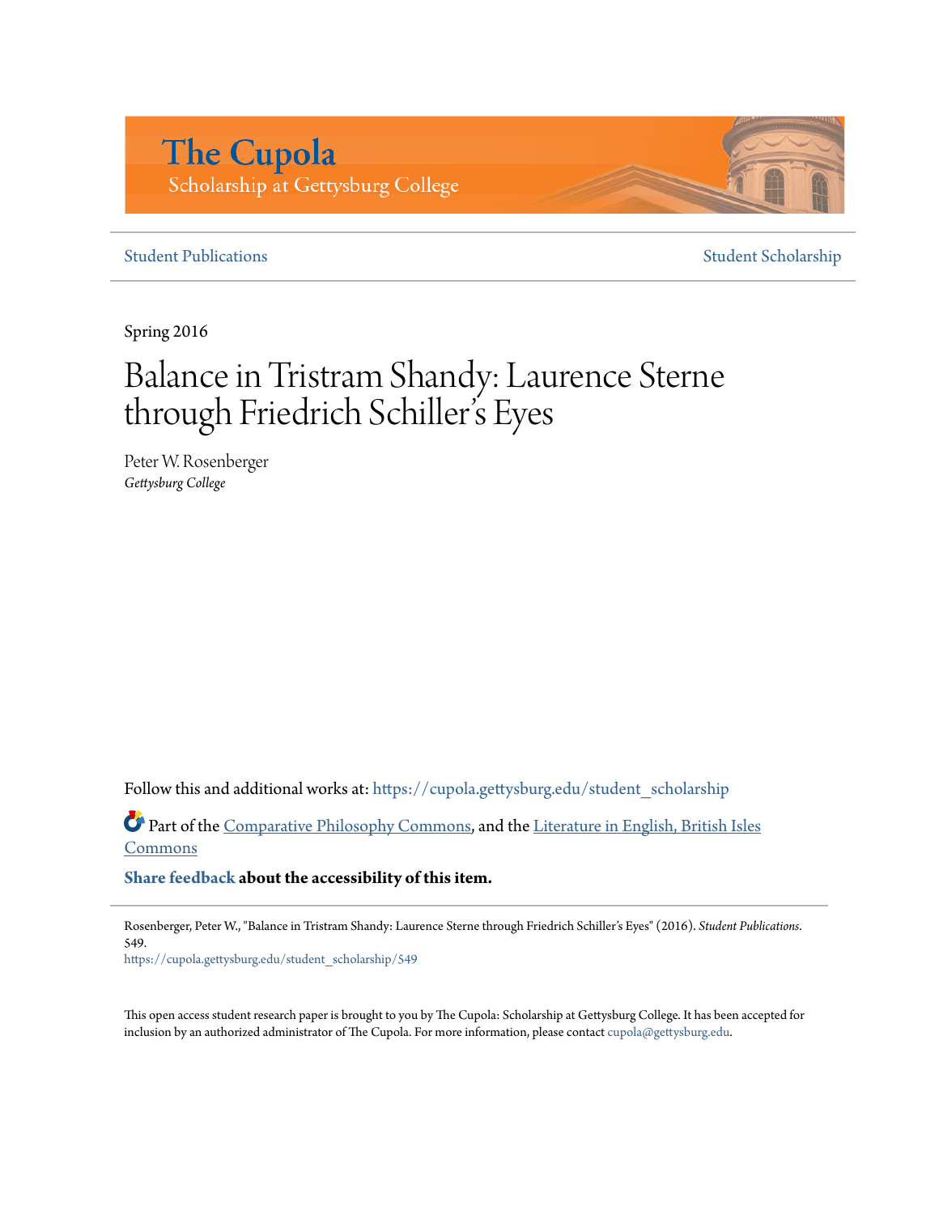# The Cupola

Scholarship at Gettysburg College

Student Publications | Student Scholarship

Spring 2016

# Balance in Tristram Shandy: Laurence Sterne through Friedrich Schiller's Eyes

Peter W. Rosenberger
*Gettysburg College*

Follow this and additional works at: https://cupola.gettysburg.edu/student_scholarship

Part of the Comparative Philosophy Commons, and the Literature in English, British Isles Commons

**Share feedback about the accessibility of this item.**

Rosenberger, Peter W., "Balance in Tristram Shandy: Laurence Sterne through Friedrich Schiller's Eyes" (2016). *Student Publications*. 549.
https://cupola.gettysburg.edu/student_scholarship/549

This open access student research paper is brought to you by The Cupola: Scholarship at Gettysburg College. It has been accepted for inclusion by an authorized administrator of The Cupola. For more information, please contact cupola@gettysburg.edu.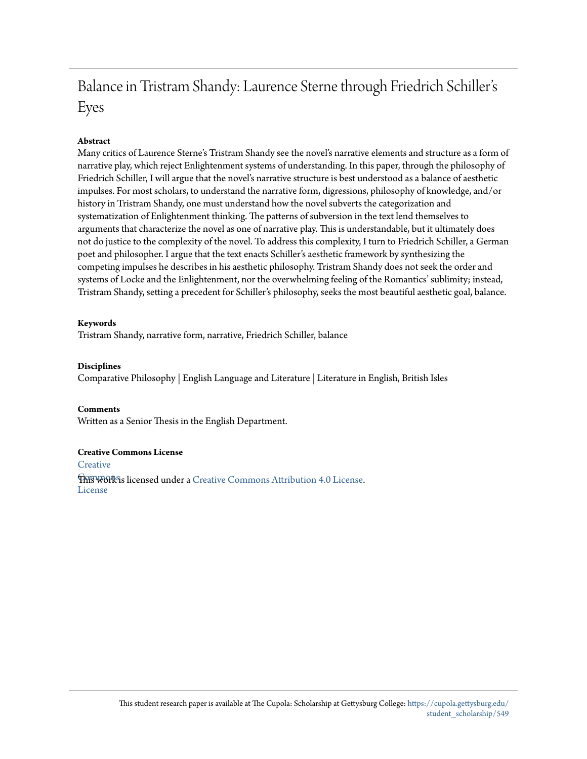# Balance in Tristram Shandy: Laurence Sterne through Friedrich Schiller's Eyes

**Abstract**

Many critics of Laurence Sterne's Tristram Shandy see the novel's narrative elements and structure as a form of narrative play, which reject Enlightenment systems of understanding. In this paper, through the philosophy of Friedrich Schiller, I will argue that the novel's narrative structure is best understood as a balance of aesthetic impulses. For most scholars, to understand the narrative form, digressions, philosophy of knowledge, and/or history in Tristram Shandy, one must understand how the novel subverts the categorization and systematization of Enlightenment thinking. The patterns of subversion in the text lend themselves to arguments that characterize the novel as one of narrative play. This is understandable, but it ultimately does not do justice to the complexity of the novel. To address this complexity, I turn to Friedrich Schiller, a German poet and philosopher. I argue that the text enacts Schiller's aesthetic framework by synthesizing the competing impulses he describes in his aesthetic philosophy. Tristram Shandy does not seek the order and systems of Locke and the Enlightenment, nor the overwhelming feeling of the Romantics' sublimity; instead, Tristram Shandy, setting a precedent for Schiller's philosophy, seeks the most beautiful aesthetic goal, balance.

**Keywords**

Tristram Shandy, narrative form, narrative, Friedrich Schiller, balance

**Disciplines**

Comparative Philosophy | English Language and Literature | Literature in English, British Isles

**Comments**

Written as a Senior Thesis in the English Department.

**Creative Commons License**

Creative Commons License

This work is licensed under a Creative Commons Attribution 4.0 License.

This student research paper is available at The Cupola: Scholarship at Gettysburg College: https://cupola.gettysburg.edu/student_scholarship/549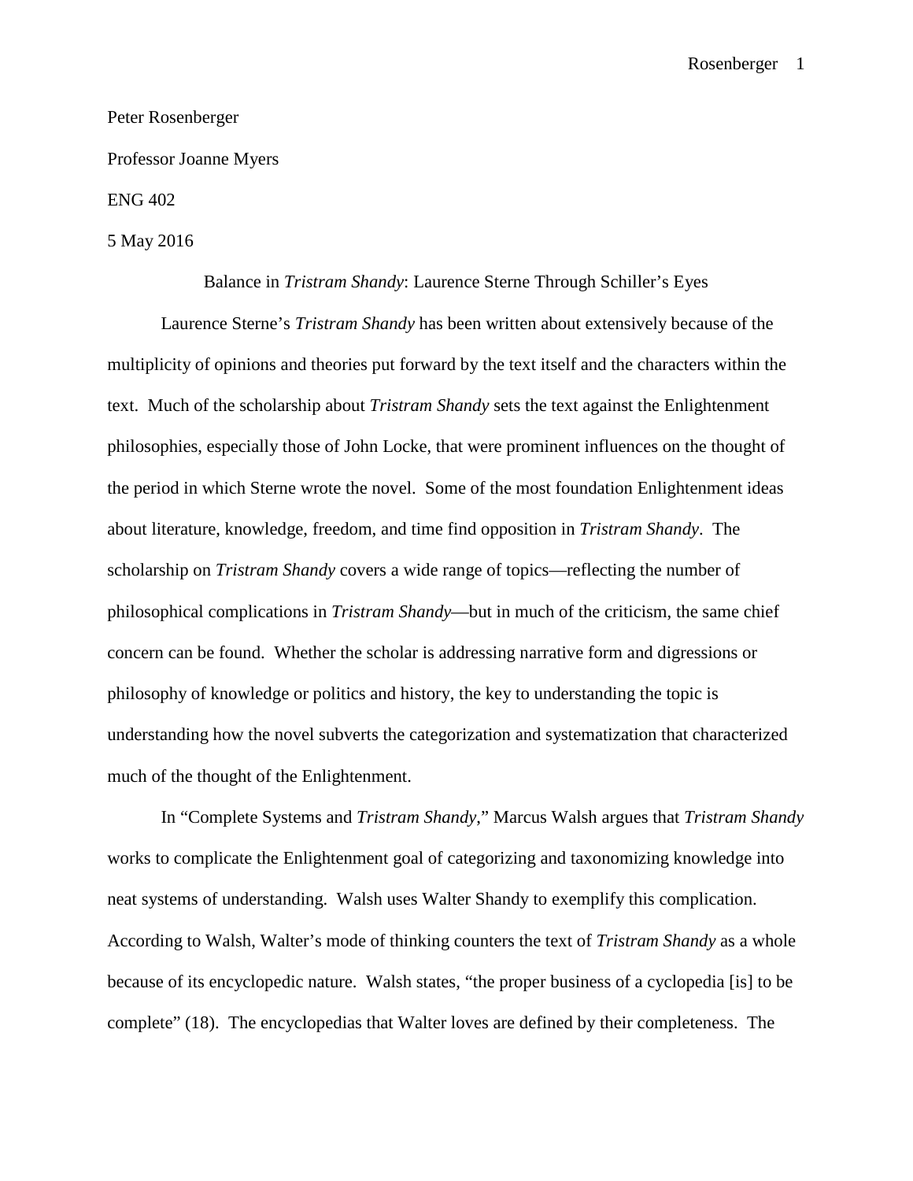Peter Rosenberger

Professor Joanne Myers

ENG 402

5 May 2016

Balance in *Tristram Shandy*: Laurence Sterne Through Schiller's Eyes

Laurence Sterne's *Tristram Shandy* has been written about extensively because of the multiplicity of opinions and theories put forward by the text itself and the characters within the text. Much of the scholarship about *Tristram Shandy* sets the text against the Enlightenment philosophies, especially those of John Locke, that were prominent influences on the thought of the period in which Sterne wrote the novel. Some of the most foundation Enlightenment ideas about literature, knowledge, freedom, and time find opposition in *Tristram Shandy*. The scholarship on *Tristram Shandy* covers a wide range of topics—reflecting the number of philosophical complications in *Tristram Shandy*—but in much of the criticism, the same chief concern can be found. Whether the scholar is addressing narrative form and digressions or philosophy of knowledge or politics and history, the key to understanding the topic is understanding how the novel subverts the categorization and systematization that characterized much of the thought of the Enlightenment.

In "Complete Systems and *Tristram Shandy*," Marcus Walsh argues that *Tristram Shandy* works to complicate the Enlightenment goal of categorizing and taxonomizing knowledge into neat systems of understanding. Walsh uses Walter Shandy to exemplify this complication. According to Walsh, Walter's mode of thinking counters the text of *Tristram Shandy* as a whole because of its encyclopedic nature. Walsh states, "the proper business of a cyclopedia [is] to be complete" (18). The encyclopedias that Walter loves are defined by their completeness. The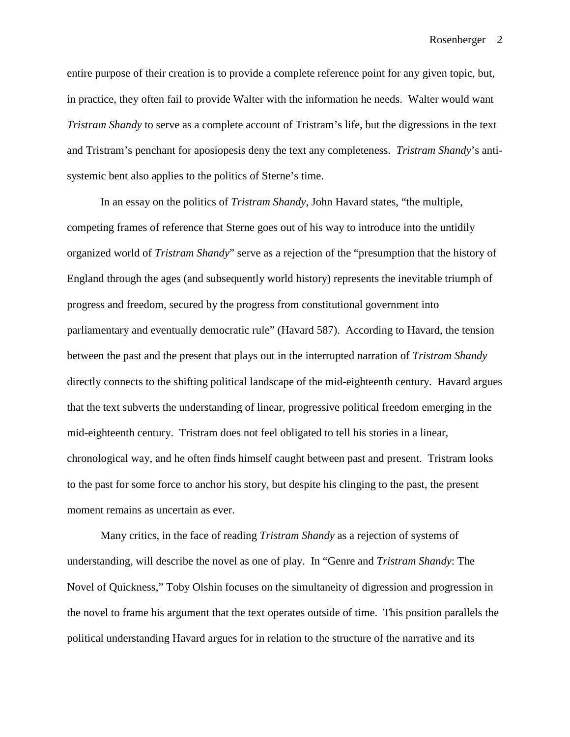entire purpose of their creation is to provide a complete reference point for any given topic, but, in practice, they often fail to provide Walter with the information he needs. Walter would want *Tristram Shandy* to serve as a complete account of Tristram's life, but the digressions in the text and Tristram's penchant for aposiopesis deny the text any completeness. *Tristram Shandy*'s anti-systemic bent also applies to the politics of Sterne's time.

In an essay on the politics of *Tristram Shandy*, John Havard states, "the multiple, competing frames of reference that Sterne goes out of his way to introduce into the untidily organized world of *Tristram Shandy*" serve as a rejection of the "presumption that the history of England through the ages (and subsequently world history) represents the inevitable triumph of progress and freedom, secured by the progress from constitutional government into parliamentary and eventually democratic rule" (Havard 587). According to Havard, the tension between the past and the present that plays out in the interrupted narration of *Tristram Shandy* directly connects to the shifting political landscape of the mid-eighteenth century. Havard argues that the text subverts the understanding of linear, progressive political freedom emerging in the mid-eighteenth century. Tristram does not feel obligated to tell his stories in a linear, chronological way, and he often finds himself caught between past and present. Tristram looks to the past for some force to anchor his story, but despite his clinging to the past, the present moment remains as uncertain as ever.

Many critics, in the face of reading *Tristram Shandy* as a rejection of systems of understanding, will describe the novel as one of play. In "Genre and *Tristram Shandy*: The Novel of Quickness," Toby Olshin focuses on the simultaneity of digression and progression in the novel to frame his argument that the text operates outside of time. This position parallels the political understanding Havard argues for in relation to the structure of the narrative and its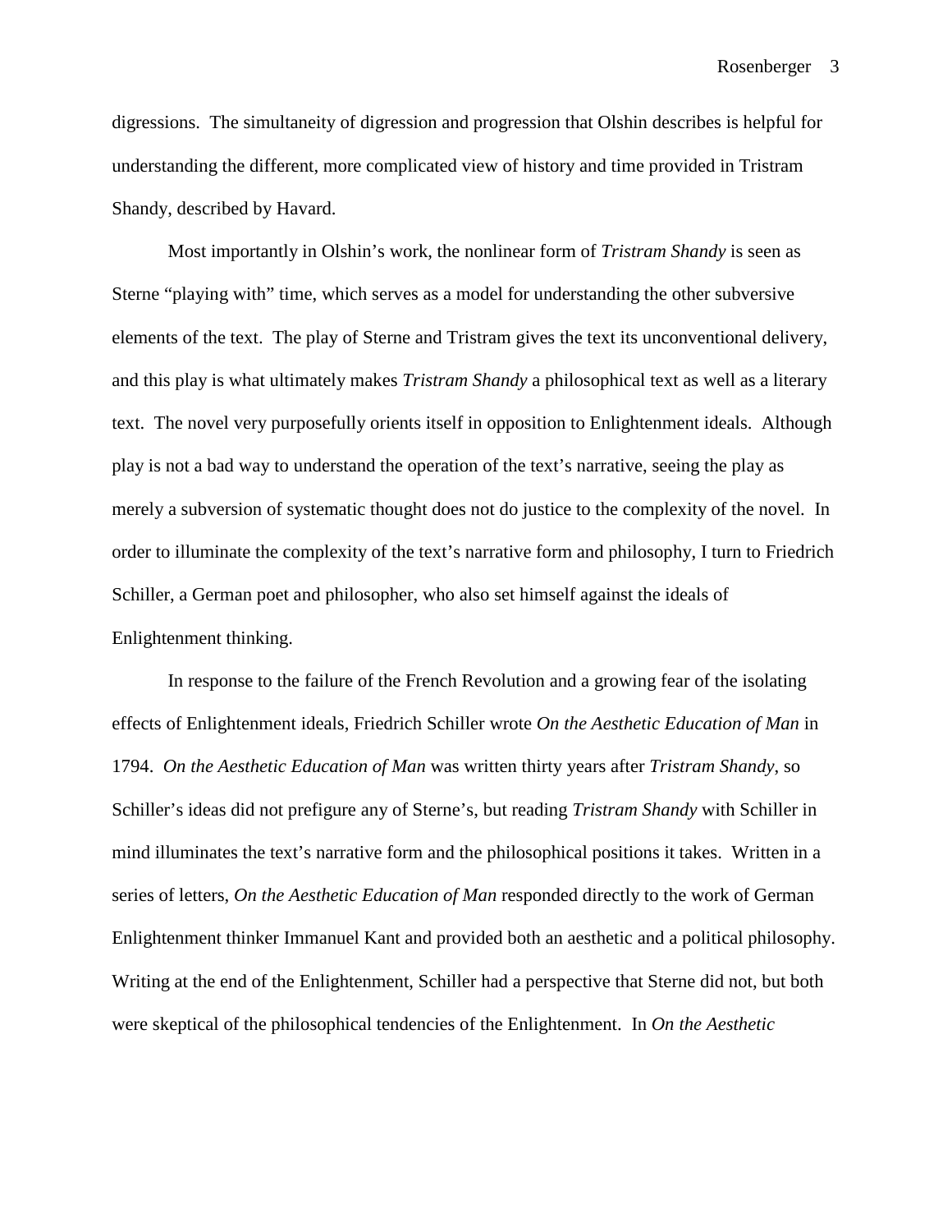digressions. The simultaneity of digression and progression that Olshin describes is helpful for understanding the different, more complicated view of history and time provided in Tristram Shandy, described by Havard.

Most importantly in Olshin's work, the nonlinear form of *Tristram Shandy* is seen as Sterne "playing with" time, which serves as a model for understanding the other subversive elements of the text. The play of Sterne and Tristram gives the text its unconventional delivery, and this play is what ultimately makes *Tristram Shandy* a philosophical text as well as a literary text. The novel very purposefully orients itself in opposition to Enlightenment ideals. Although play is not a bad way to understand the operation of the text's narrative, seeing the play as merely a subversion of systematic thought does not do justice to the complexity of the novel. In order to illuminate the complexity of the text's narrative form and philosophy, I turn to Friedrich Schiller, a German poet and philosopher, who also set himself against the ideals of Enlightenment thinking.

In response to the failure of the French Revolution and a growing fear of the isolating effects of Enlightenment ideals, Friedrich Schiller wrote *On the Aesthetic Education of Man* in 1794. *On the Aesthetic Education of Man* was written thirty years after *Tristram Shandy*, so Schiller's ideas did not prefigure any of Sterne's, but reading *Tristram Shandy* with Schiller in mind illuminates the text's narrative form and the philosophical positions it takes. Written in a series of letters, *On the Aesthetic Education of Man* responded directly to the work of German Enlightenment thinker Immanuel Kant and provided both an aesthetic and a political philosophy. Writing at the end of the Enlightenment, Schiller had a perspective that Sterne did not, but both were skeptical of the philosophical tendencies of the Enlightenment. In *On the Aesthetic*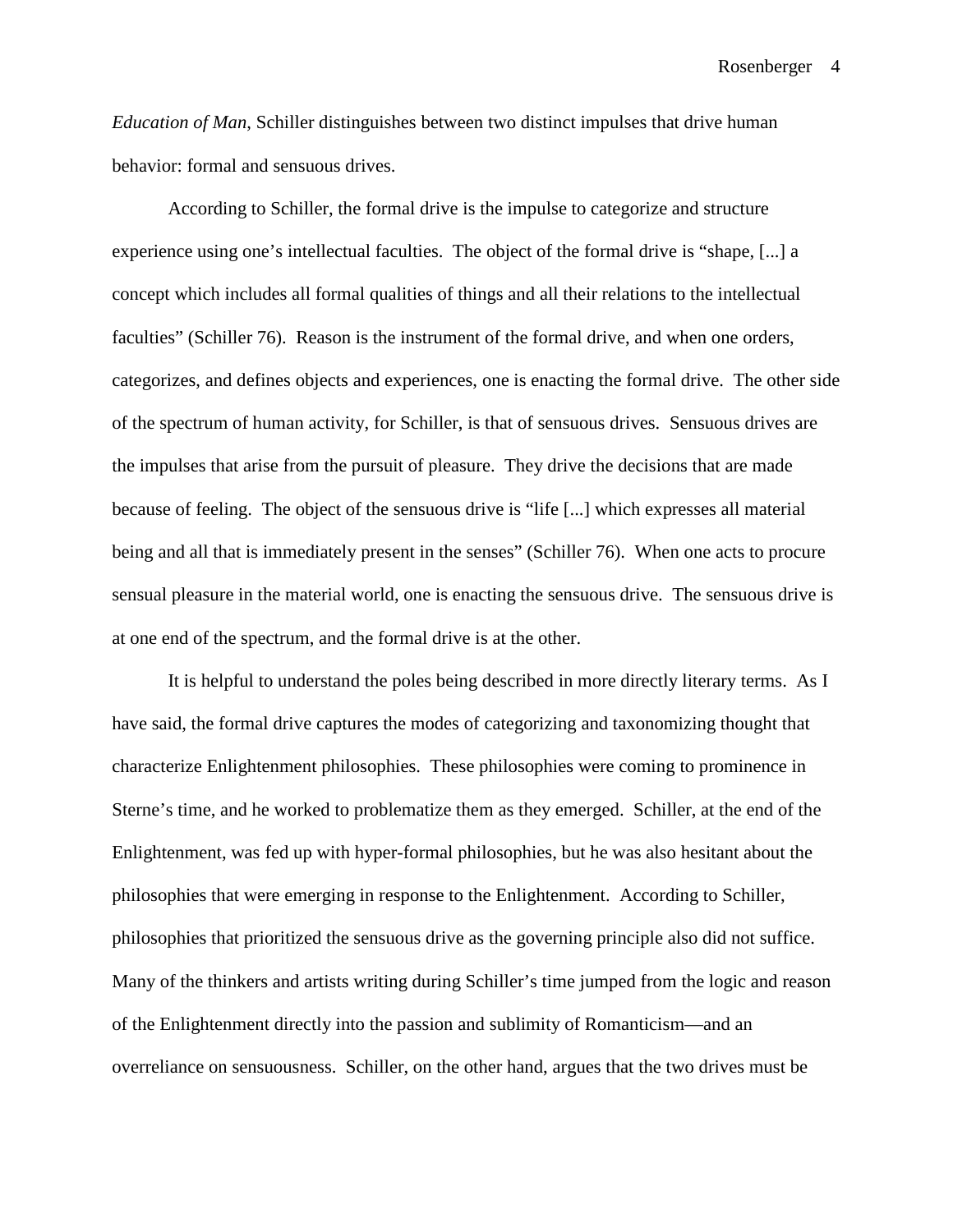*Education of Man*, Schiller distinguishes between two distinct impulses that drive human behavior: formal and sensuous drives.

According to Schiller, the formal drive is the impulse to categorize and structure experience using one's intellectual faculties. The object of the formal drive is "shape, [...] a concept which includes all formal qualities of things and all their relations to the intellectual faculties" (Schiller 76). Reason is the instrument of the formal drive, and when one orders, categorizes, and defines objects and experiences, one is enacting the formal drive. The other side of the spectrum of human activity, for Schiller, is that of sensuous drives. Sensuous drives are the impulses that arise from the pursuit of pleasure. They drive the decisions that are made because of feeling. The object of the sensuous drive is "life [...] which expresses all material being and all that is immediately present in the senses" (Schiller 76). When one acts to procure sensual pleasure in the material world, one is enacting the sensuous drive. The sensuous drive is at one end of the spectrum, and the formal drive is at the other.

It is helpful to understand the poles being described in more directly literary terms. As I have said, the formal drive captures the modes of categorizing and taxonomizing thought that characterize Enlightenment philosophies. These philosophies were coming to prominence in Sterne's time, and he worked to problematize them as they emerged. Schiller, at the end of the Enlightenment, was fed up with hyper-formal philosophies, but he was also hesitant about the philosophies that were emerging in response to the Enlightenment. According to Schiller, philosophies that prioritized the sensuous drive as the governing principle also did not suffice. Many of the thinkers and artists writing during Schiller's time jumped from the logic and reason of the Enlightenment directly into the passion and sublimity of Romanticism—and an overreliance on sensuousness. Schiller, on the other hand, argues that the two drives must be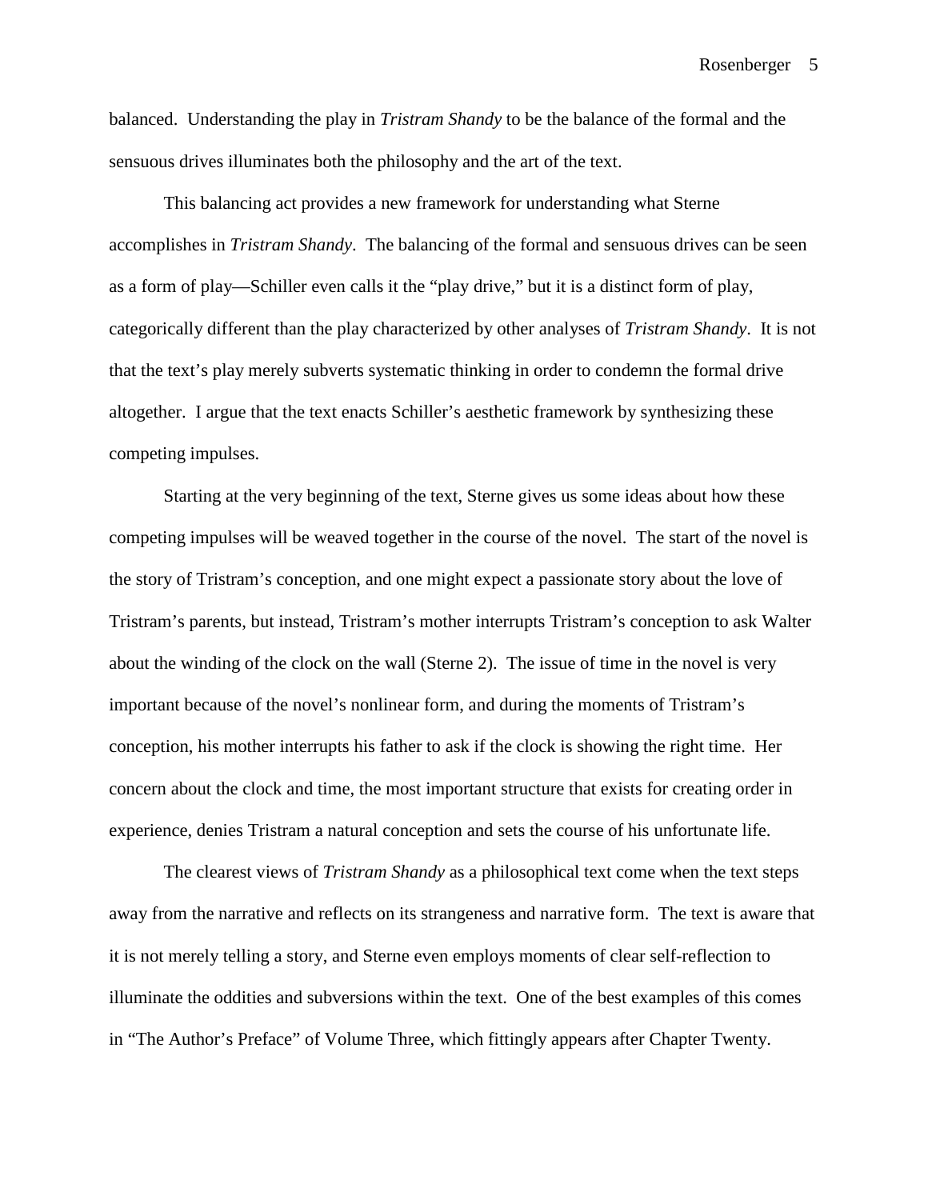balanced. Understanding the play in *Tristram Shandy* to be the balance of the formal and the sensuous drives illuminates both the philosophy and the art of the text.

This balancing act provides a new framework for understanding what Sterne accomplishes in *Tristram Shandy*. The balancing of the formal and sensuous drives can be seen as a form of play—Schiller even calls it the "play drive," but it is a distinct form of play, categorically different than the play characterized by other analyses of *Tristram Shandy*. It is not that the text's play merely subverts systematic thinking in order to condemn the formal drive altogether. I argue that the text enacts Schiller's aesthetic framework by synthesizing these competing impulses.

Starting at the very beginning of the text, Sterne gives us some ideas about how these competing impulses will be weaved together in the course of the novel. The start of the novel is the story of Tristram's conception, and one might expect a passionate story about the love of Tristram's parents, but instead, Tristram's mother interrupts Tristram's conception to ask Walter about the winding of the clock on the wall (Sterne 2). The issue of time in the novel is very important because of the novel's nonlinear form, and during the moments of Tristram's conception, his mother interrupts his father to ask if the clock is showing the right time. Her concern about the clock and time, the most important structure that exists for creating order in experience, denies Tristram a natural conception and sets the course of his unfortunate life.

The clearest views of *Tristram Shandy* as a philosophical text come when the text steps away from the narrative and reflects on its strangeness and narrative form. The text is aware that it is not merely telling a story, and Sterne even employs moments of clear self-reflection to illuminate the oddities and subversions within the text. One of the best examples of this comes in "The Author's Preface" of Volume Three, which fittingly appears after Chapter Twenty.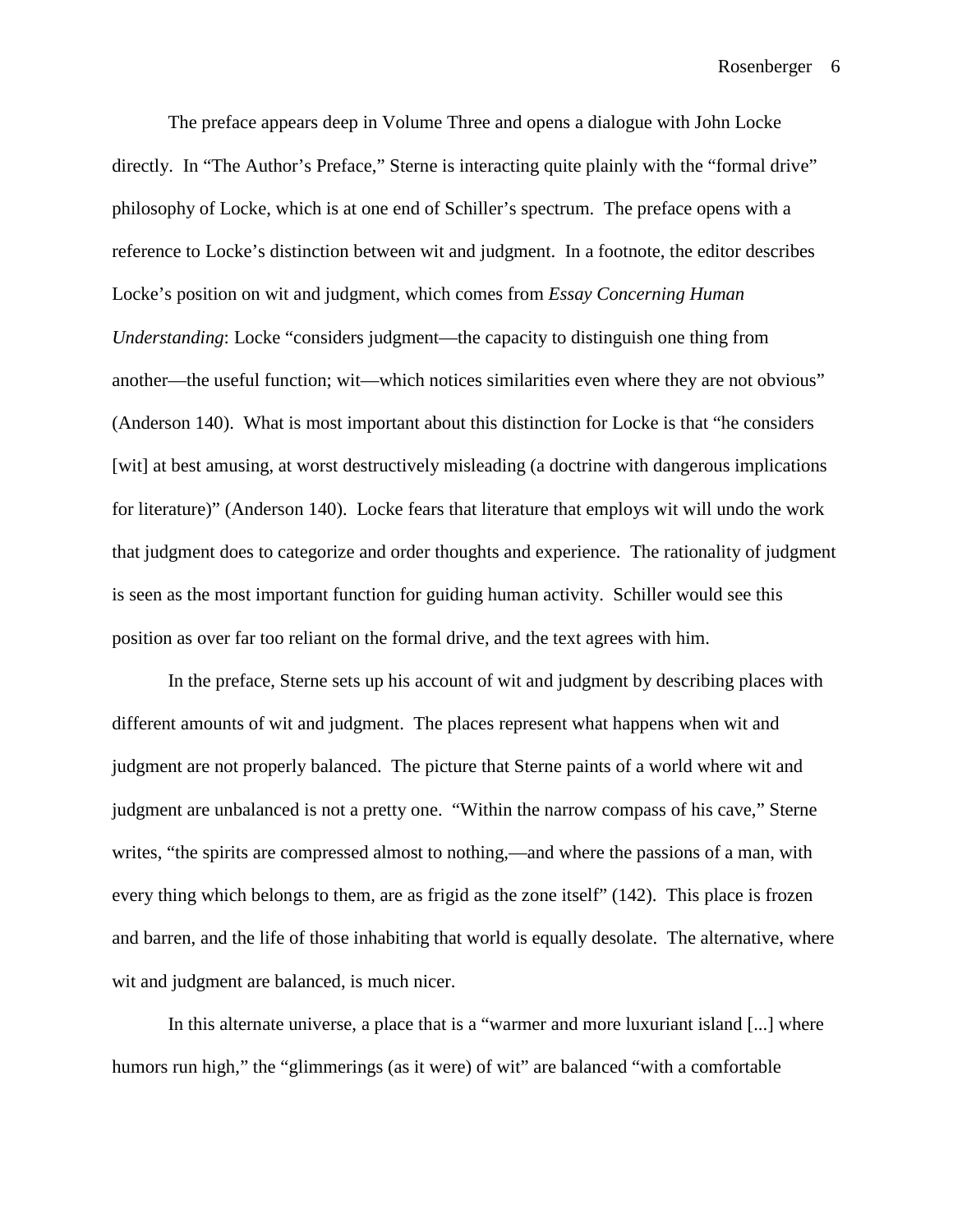The preface appears deep in Volume Three and opens a dialogue with John Locke directly. In "The Author's Preface," Sterne is interacting quite plainly with the "formal drive" philosophy of Locke, which is at one end of Schiller's spectrum. The preface opens with a reference to Locke's distinction between wit and judgment. In a footnote, the editor describes Locke's position on wit and judgment, which comes from *Essay Concerning Human Understanding*: Locke "considers judgment—the capacity to distinguish one thing from another—the useful function; wit—which notices similarities even where they are not obvious" (Anderson 140). What is most important about this distinction for Locke is that "he considers [wit] at best amusing, at worst destructively misleading (a doctrine with dangerous implications for literature)" (Anderson 140). Locke fears that literature that employs wit will undo the work that judgment does to categorize and order thoughts and experience. The rationality of judgment is seen as the most important function for guiding human activity. Schiller would see this position as over far too reliant on the formal drive, and the text agrees with him.

In the preface, Sterne sets up his account of wit and judgment by describing places with different amounts of wit and judgment. The places represent what happens when wit and judgment are not properly balanced. The picture that Sterne paints of a world where wit and judgment are unbalanced is not a pretty one. "Within the narrow compass of his cave," Sterne writes, "the spirits are compressed almost to nothing,—and where the passions of a man, with every thing which belongs to them, are as frigid as the zone itself" (142). This place is frozen and barren, and the life of those inhabiting that world is equally desolate. The alternative, where wit and judgment are balanced, is much nicer.

In this alternate universe, a place that is a "warmer and more luxuriant island [...] where humors run high," the "glimmerings (as it were) of wit" are balanced "with a comfortable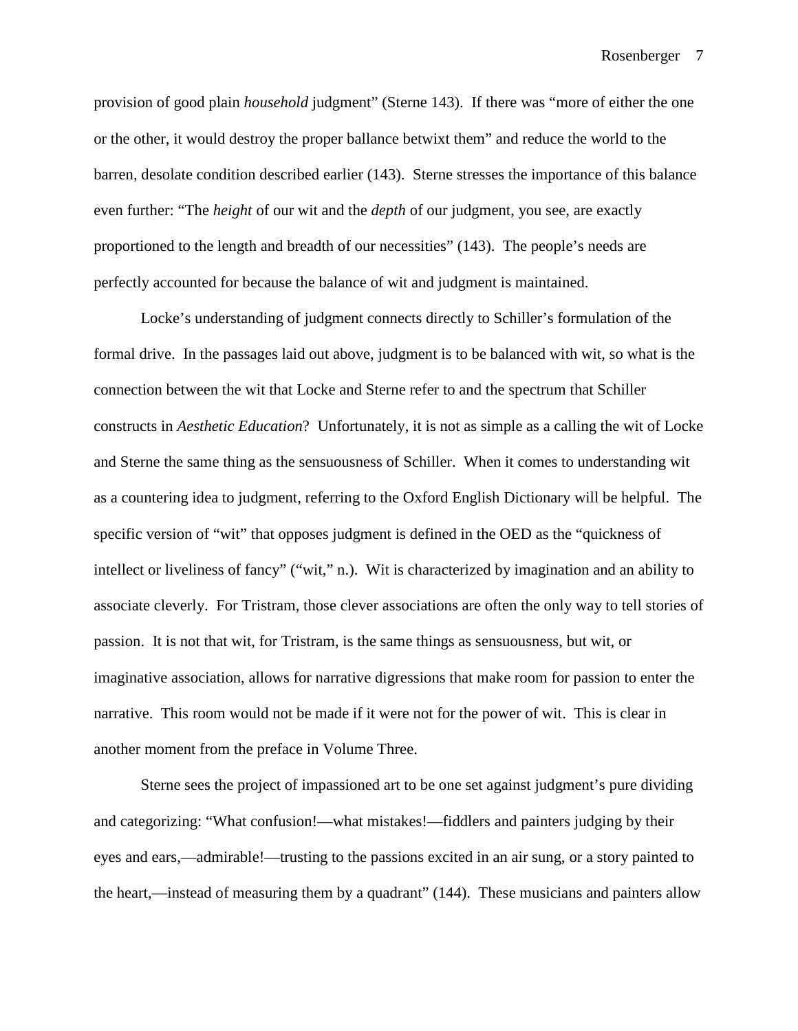provision of good plain *household* judgment" (Sterne 143). If there was "more of either the one or the other, it would destroy the proper ballance betwixt them" and reduce the world to the barren, desolate condition described earlier (143). Sterne stresses the importance of this balance even further: "The *height* of our wit and the *depth* of our judgment, you see, are exactly proportioned to the length and breadth of our necessities" (143). The people's needs are perfectly accounted for because the balance of wit and judgment is maintained.

Locke's understanding of judgment connects directly to Schiller's formulation of the formal drive. In the passages laid out above, judgment is to be balanced with wit, so what is the connection between the wit that Locke and Sterne refer to and the spectrum that Schiller constructs in *Aesthetic Education*? Unfortunately, it is not as simple as a calling the wit of Locke and Sterne the same thing as the sensuousness of Schiller. When it comes to understanding wit as a countering idea to judgment, referring to the Oxford English Dictionary will be helpful. The specific version of "wit" that opposes judgment is defined in the OED as the "quickness of intellect or liveliness of fancy" ("wit," n.). Wit is characterized by imagination and an ability to associate cleverly. For Tristram, those clever associations are often the only way to tell stories of passion. It is not that wit, for Tristram, is the same things as sensuousness, but wit, or imaginative association, allows for narrative digressions that make room for passion to enter the narrative. This room would not be made if it were not for the power of wit. This is clear in another moment from the preface in Volume Three.

Sterne sees the project of impassioned art to be one set against judgment's pure dividing and categorizing: "What confusion!—what mistakes!—fiddlers and painters judging by their eyes and ears,—admirable!—trusting to the passions excited in an air sung, or a story painted to the heart,—instead of measuring them by a quadrant" (144). These musicians and painters allow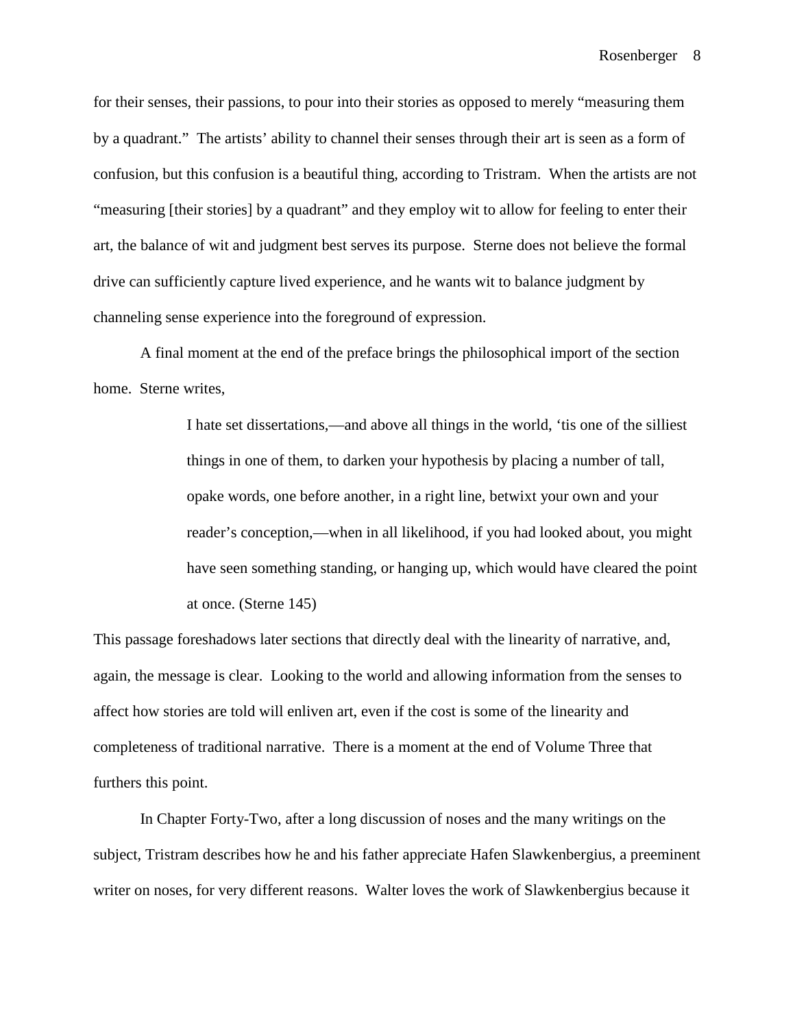for their senses, their passions, to pour into their stories as opposed to merely "measuring them by a quadrant." The artists' ability to channel their senses through their art is seen as a form of confusion, but this confusion is a beautiful thing, according to Tristram. When the artists are not "measuring [their stories] by a quadrant" and they employ wit to allow for feeling to enter their art, the balance of wit and judgment best serves its purpose. Sterne does not believe the formal drive can sufficiently capture lived experience, and he wants wit to balance judgment by channeling sense experience into the foreground of expression.

A final moment at the end of the preface brings the philosophical import of the section home. Sterne writes,

> I hate set dissertations,—and above all things in the world, 'tis one of the silliest things in one of them, to darken your hypothesis by placing a number of tall, opake words, one before another, in a right line, betwixt your own and your reader's conception,—when in all likelihood, if you had looked about, you might have seen something standing, or hanging up, which would have cleared the point at once. (Sterne 145)

This passage foreshadows later sections that directly deal with the linearity of narrative, and, again, the message is clear. Looking to the world and allowing information from the senses to affect how stories are told will enliven art, even if the cost is some of the linearity and completeness of traditional narrative. There is a moment at the end of Volume Three that furthers this point.

In Chapter Forty-Two, after a long discussion of noses and the many writings on the subject, Tristram describes how he and his father appreciate Hafen Slawkenbergius, a preeminent writer on noses, for very different reasons. Walter loves the work of Slawkenbergius because it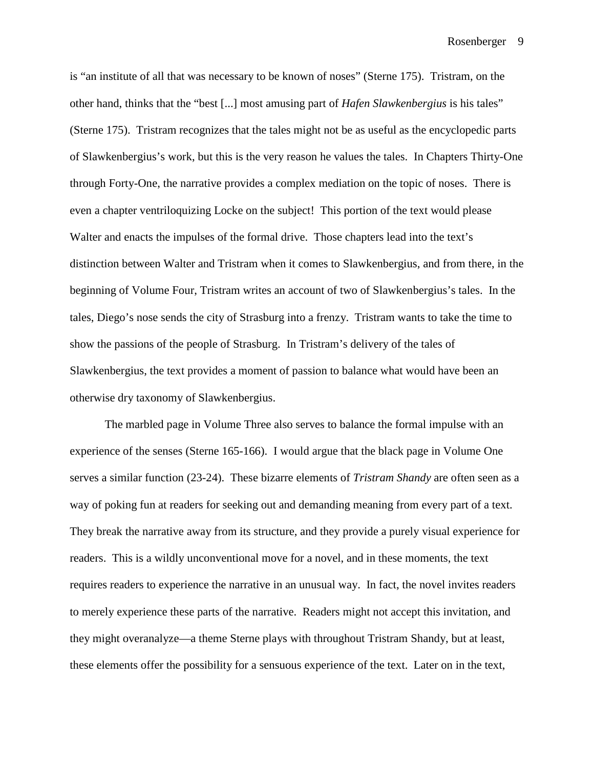is "an institute of all that was necessary to be known of noses" (Sterne 175). Tristram, on the other hand, thinks that the "best [...] most amusing part of *Hafen Slawkenbergius* is his tales" (Sterne 175). Tristram recognizes that the tales might not be as useful as the encyclopedic parts of Slawkenbergius's work, but this is the very reason he values the tales. In Chapters Thirty-One through Forty-One, the narrative provides a complex mediation on the topic of noses. There is even a chapter ventriloquizing Locke on the subject! This portion of the text would please Walter and enacts the impulses of the formal drive. Those chapters lead into the text's distinction between Walter and Tristram when it comes to Slawkenbergius, and from there, in the beginning of Volume Four, Tristram writes an account of two of Slawkenbergius's tales. In the tales, Diego's nose sends the city of Strasburg into a frenzy. Tristram wants to take the time to show the passions of the people of Strasburg. In Tristram's delivery of the tales of Slawkenbergius, the text provides a moment of passion to balance what would have been an otherwise dry taxonomy of Slawkenbergius.

The marbled page in Volume Three also serves to balance the formal impulse with an experience of the senses (Sterne 165-166). I would argue that the black page in Volume One serves a similar function (23-24). These bizarre elements of *Tristram Shandy* are often seen as a way of poking fun at readers for seeking out and demanding meaning from every part of a text. They break the narrative away from its structure, and they provide a purely visual experience for readers. This is a wildly unconventional move for a novel, and in these moments, the text requires readers to experience the narrative in an unusual way. In fact, the novel invites readers to merely experience these parts of the narrative. Readers might not accept this invitation, and they might overanalyze—a theme Sterne plays with throughout Tristram Shandy, but at least, these elements offer the possibility for a sensuous experience of the text. Later on in the text,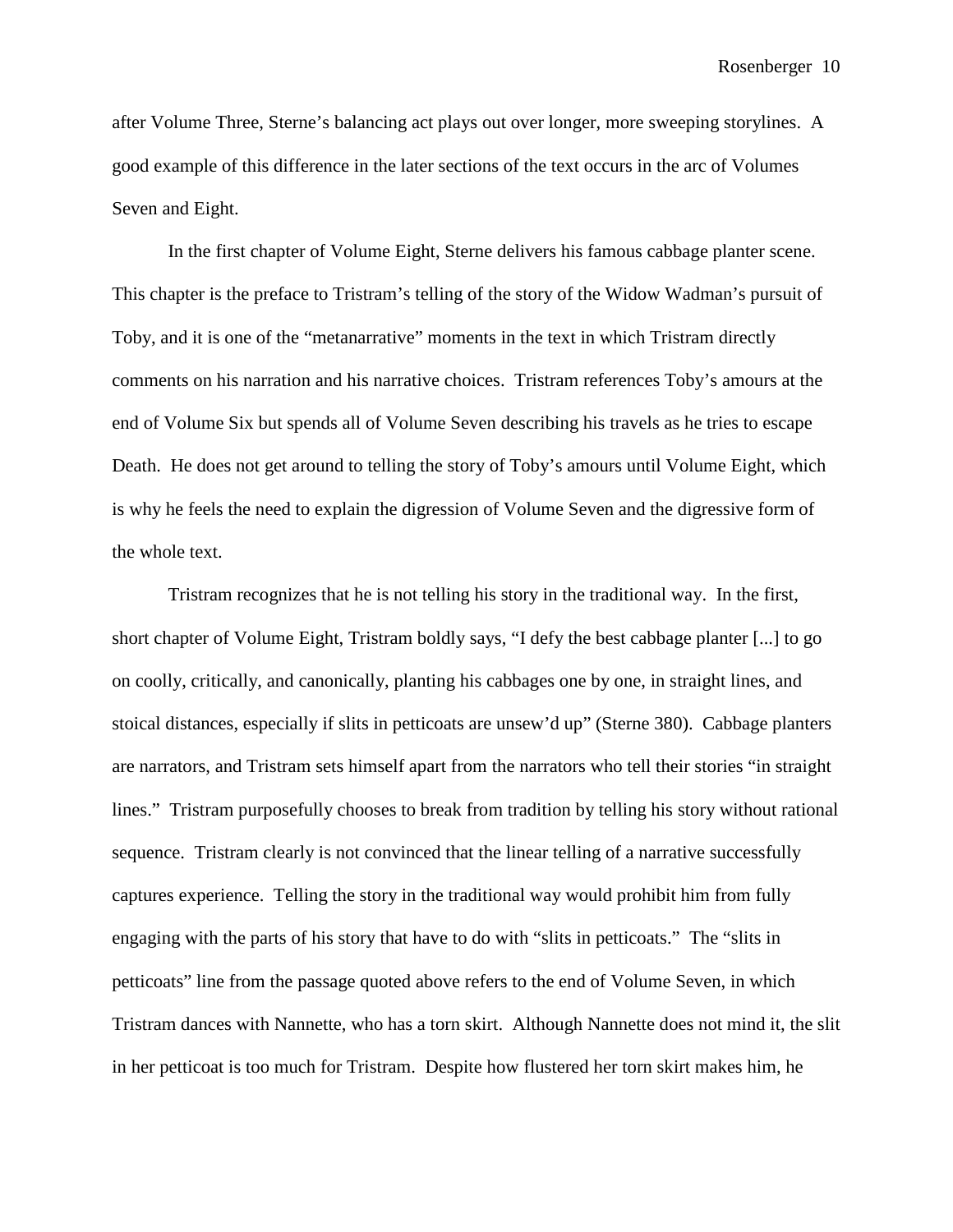after Volume Three, Sterne's balancing act plays out over longer, more sweeping storylines. A good example of this difference in the later sections of the text occurs in the arc of Volumes Seven and Eight.

In the first chapter of Volume Eight, Sterne delivers his famous cabbage planter scene. This chapter is the preface to Tristram's telling of the story of the Widow Wadman's pursuit of Toby, and it is one of the "metanarrative" moments in the text in which Tristram directly comments on his narration and his narrative choices. Tristram references Toby's amours at the end of Volume Six but spends all of Volume Seven describing his travels as he tries to escape Death. He does not get around to telling the story of Toby's amours until Volume Eight, which is why he feels the need to explain the digression of Volume Seven and the digressive form of the whole text.

Tristram recognizes that he is not telling his story in the traditional way. In the first, short chapter of Volume Eight, Tristram boldly says, "I defy the best cabbage planter [...] to go on coolly, critically, and canonically, planting his cabbages one by one, in straight lines, and stoical distances, especially if slits in petticoats are unsew'd up" (Sterne 380). Cabbage planters are narrators, and Tristram sets himself apart from the narrators who tell their stories "in straight lines." Tristram purposefully chooses to break from tradition by telling his story without rational sequence. Tristram clearly is not convinced that the linear telling of a narrative successfully captures experience. Telling the story in the traditional way would prohibit him from fully engaging with the parts of his story that have to do with "slits in petticoats." The "slits in petticoats" line from the passage quoted above refers to the end of Volume Seven, in which Tristram dances with Nannette, who has a torn skirt. Although Nannette does not mind it, the slit in her petticoat is too much for Tristram. Despite how flustered her torn skirt makes him, he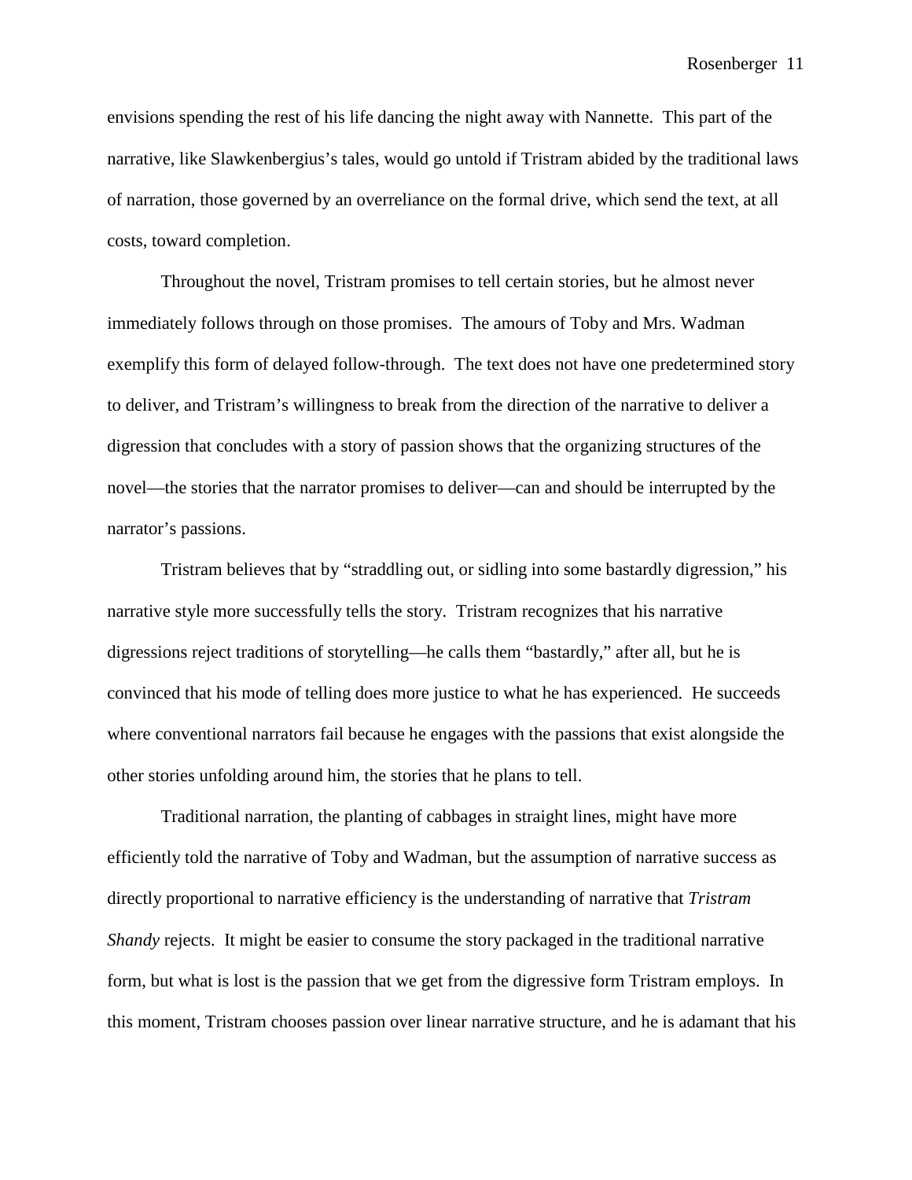envisions spending the rest of his life dancing the night away with Nannette. This part of the narrative, like Slawkenbergius's tales, would go untold if Tristram abided by the traditional laws of narration, those governed by an overreliance on the formal drive, which send the text, at all costs, toward completion.

Throughout the novel, Tristram promises to tell certain stories, but he almost never immediately follows through on those promises. The amours of Toby and Mrs. Wadman exemplify this form of delayed follow-through. The text does not have one predetermined story to deliver, and Tristram's willingness to break from the direction of the narrative to deliver a digression that concludes with a story of passion shows that the organizing structures of the novel—the stories that the narrator promises to deliver—can and should be interrupted by the narrator's passions.

Tristram believes that by "straddling out, or sidling into some bastardly digression," his narrative style more successfully tells the story. Tristram recognizes that his narrative digressions reject traditions of storytelling—he calls them "bastardly," after all, but he is convinced that his mode of telling does more justice to what he has experienced. He succeeds where conventional narrators fail because he engages with the passions that exist alongside the other stories unfolding around him, the stories that he plans to tell.

Traditional narration, the planting of cabbages in straight lines, might have more efficiently told the narrative of Toby and Wadman, but the assumption of narrative success as directly proportional to narrative efficiency is the understanding of narrative that *Tristram Shandy* rejects. It might be easier to consume the story packaged in the traditional narrative form, but what is lost is the passion that we get from the digressive form Tristram employs. In this moment, Tristram chooses passion over linear narrative structure, and he is adamant that his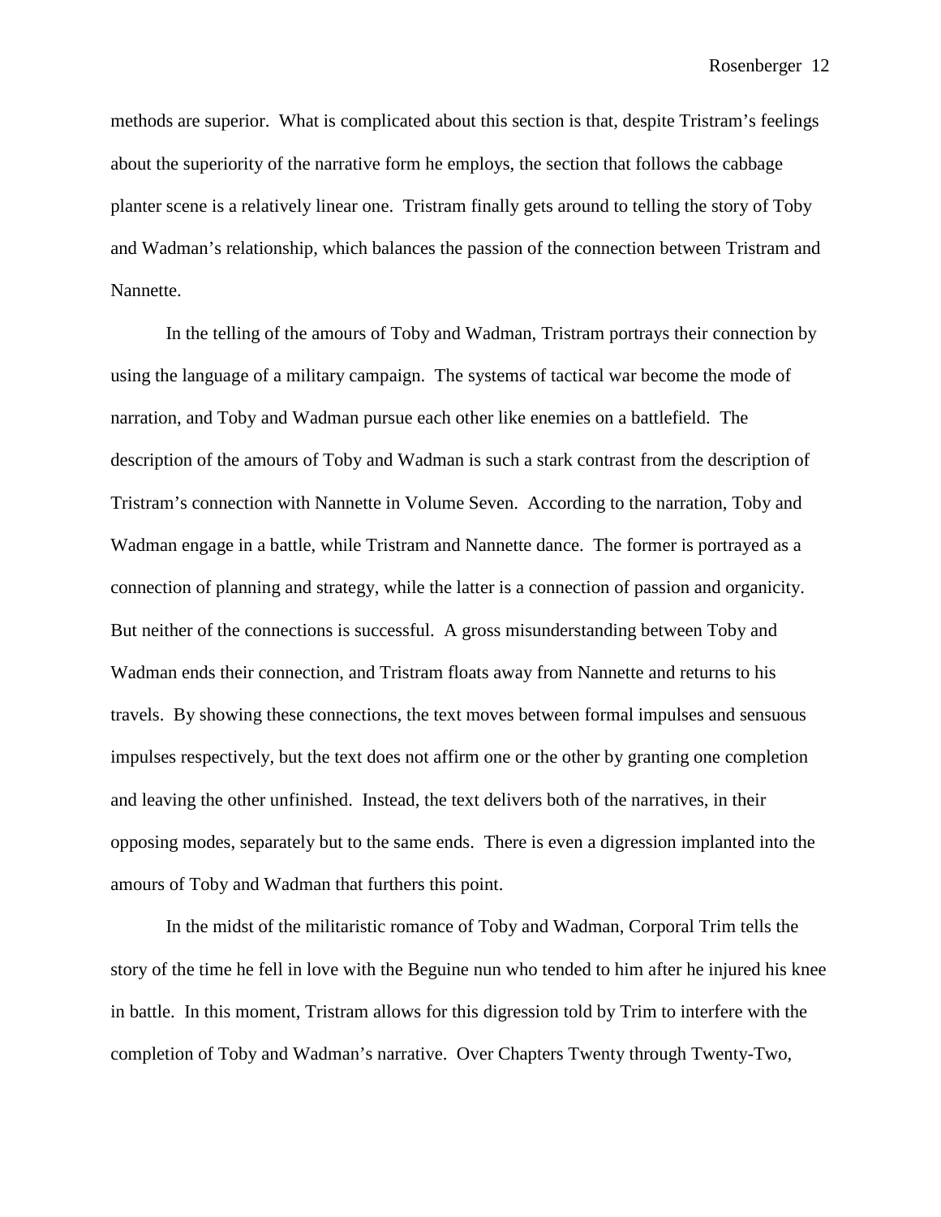methods are superior. What is complicated about this section is that, despite Tristram's feelings about the superiority of the narrative form he employs, the section that follows the cabbage planter scene is a relatively linear one. Tristram finally gets around to telling the story of Toby and Wadman's relationship, which balances the passion of the connection between Tristram and Nannette.

In the telling of the amours of Toby and Wadman, Tristram portrays their connection by using the language of a military campaign. The systems of tactical war become the mode of narration, and Toby and Wadman pursue each other like enemies on a battlefield. The description of the amours of Toby and Wadman is such a stark contrast from the description of Tristram's connection with Nannette in Volume Seven. According to the narration, Toby and Wadman engage in a battle, while Tristram and Nannette dance. The former is portrayed as a connection of planning and strategy, while the latter is a connection of passion and organicity. But neither of the connections is successful. A gross misunderstanding between Toby and Wadman ends their connection, and Tristram floats away from Nannette and returns to his travels. By showing these connections, the text moves between formal impulses and sensuous impulses respectively, but the text does not affirm one or the other by granting one completion and leaving the other unfinished. Instead, the text delivers both of the narratives, in their opposing modes, separately but to the same ends. There is even a digression implanted into the amours of Toby and Wadman that furthers this point.

In the midst of the militaristic romance of Toby and Wadman, Corporal Trim tells the story of the time he fell in love with the Beguine nun who tended to him after he injured his knee in battle. In this moment, Tristram allows for this digression told by Trim to interfere with the completion of Toby and Wadman's narrative. Over Chapters Twenty through Twenty-Two,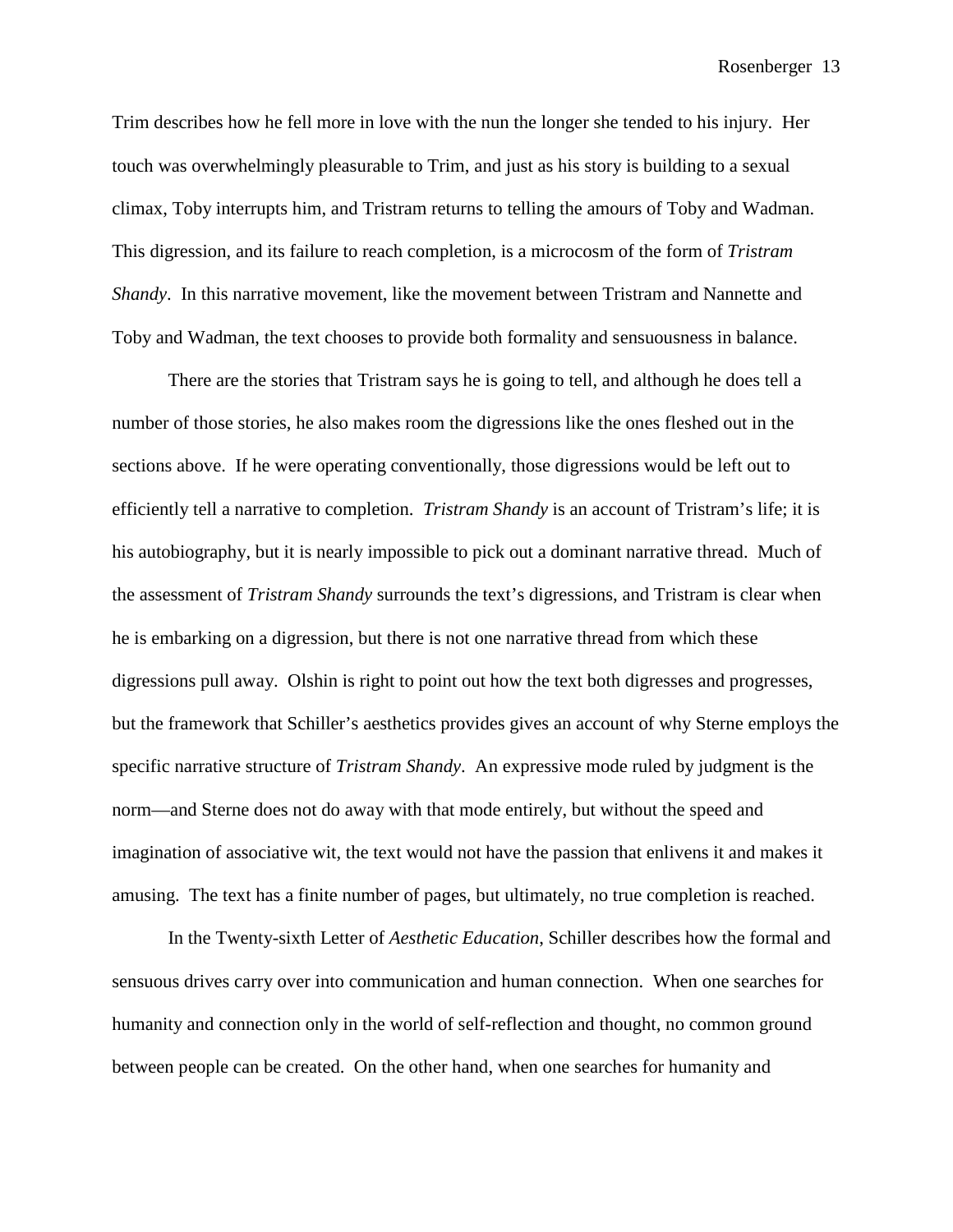Trim describes how he fell more in love with the nun the longer she tended to his injury. Her touch was overwhelmingly pleasurable to Trim, and just as his story is building to a sexual climax, Toby interrupts him, and Tristram returns to telling the amours of Toby and Wadman. This digression, and its failure to reach completion, is a microcosm of the form of *Tristram Shandy*. In this narrative movement, like the movement between Tristram and Nannette and Toby and Wadman, the text chooses to provide both formality and sensuousness in balance.

There are the stories that Tristram says he is going to tell, and although he does tell a number of those stories, he also makes room the digressions like the ones fleshed out in the sections above. If he were operating conventionally, those digressions would be left out to efficiently tell a narrative to completion. *Tristram Shandy* is an account of Tristram's life; it is his autobiography, but it is nearly impossible to pick out a dominant narrative thread. Much of the assessment of *Tristram Shandy* surrounds the text's digressions, and Tristram is clear when he is embarking on a digression, but there is not one narrative thread from which these digressions pull away. Olshin is right to point out how the text both digresses and progresses, but the framework that Schiller's aesthetics provides gives an account of why Sterne employs the specific narrative structure of *Tristram Shandy*. An expressive mode ruled by judgment is the norm—and Sterne does not do away with that mode entirely, but without the speed and imagination of associative wit, the text would not have the passion that enlivens it and makes it amusing. The text has a finite number of pages, but ultimately, no true completion is reached.

In the Twenty-sixth Letter of *Aesthetic Education*, Schiller describes how the formal and sensuous drives carry over into communication and human connection. When one searches for humanity and connection only in the world of self-reflection and thought, no common ground between people can be created. On the other hand, when one searches for humanity and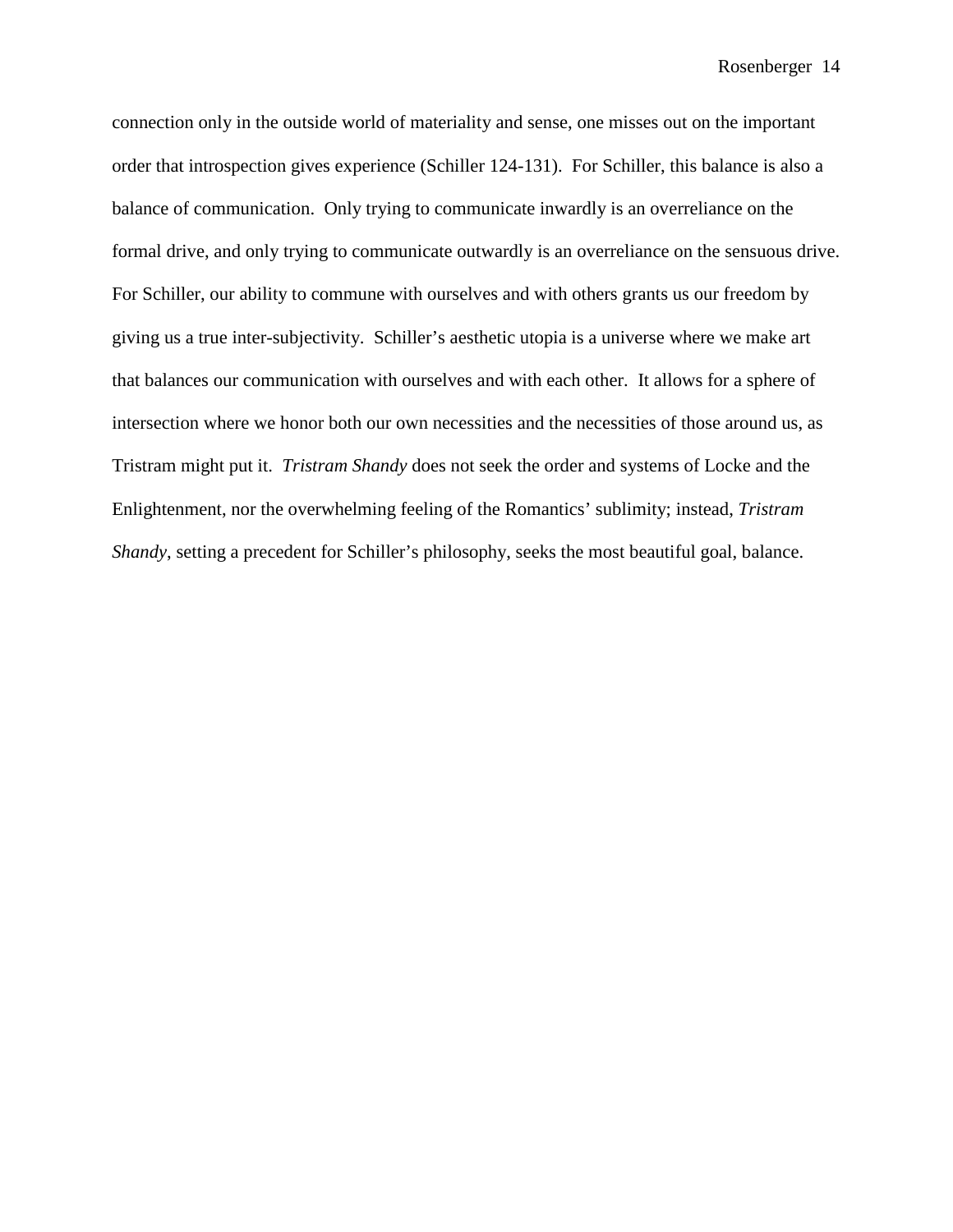connection only in the outside world of materiality and sense, one misses out on the important order that introspection gives experience (Schiller 124-131). For Schiller, this balance is also a balance of communication. Only trying to communicate inwardly is an overreliance on the formal drive, and only trying to communicate outwardly is an overreliance on the sensuous drive. For Schiller, our ability to commune with ourselves and with others grants us our freedom by giving us a true inter-subjectivity. Schiller's aesthetic utopia is a universe where we make art that balances our communication with ourselves and with each other. It allows for a sphere of intersection where we honor both our own necessities and the necessities of those around us, as Tristram might put it. *Tristram Shandy* does not seek the order and systems of Locke and the Enlightenment, nor the overwhelming feeling of the Romantics' sublimity; instead, *Tristram Shandy*, setting a precedent for Schiller's philosophy, seeks the most beautiful goal, balance.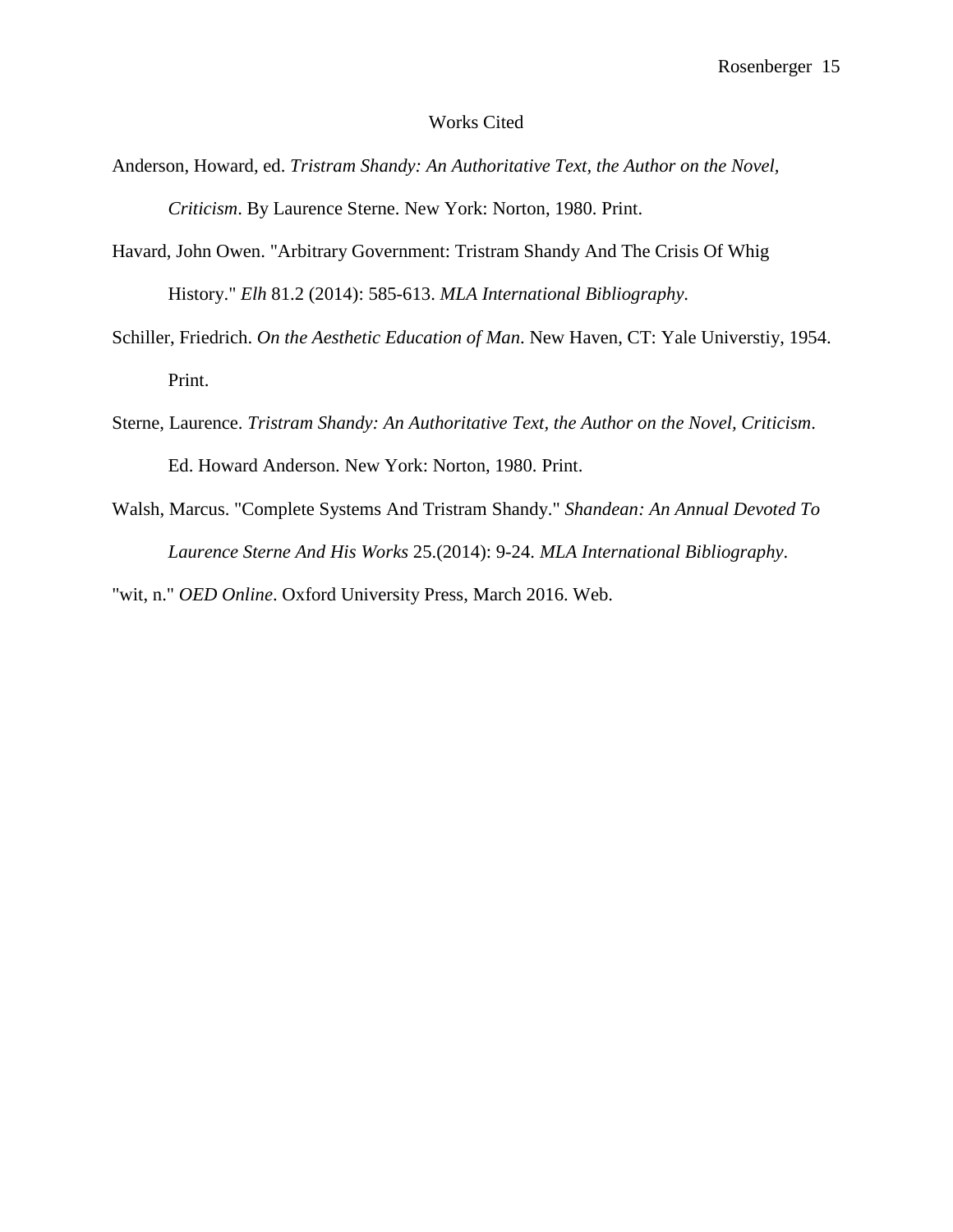# Works Cited

Anderson, Howard, ed. *Tristram Shandy: An Authoritative Text, the Author on the Novel, Criticism*. By Laurence Sterne. New York: Norton, 1980. Print.

Havard, John Owen. "Arbitrary Government: Tristram Shandy And The Crisis Of Whig History." *Elh* 81.2 (2014): 585-613. *MLA International Bibliography*.

Schiller, Friedrich. *On the Aesthetic Education of Man*. New Haven, CT: Yale Universtiy, 1954. Print.

Sterne, Laurence. *Tristram Shandy: An Authoritative Text, the Author on the Novel, Criticism*. Ed. Howard Anderson. New York: Norton, 1980. Print.

Walsh, Marcus. "Complete Systems And Tristram Shandy." *Shandean: An Annual Devoted To Laurence Sterne And His Works* 25.(2014): 9-24. *MLA International Bibliography*.

"wit, n." *OED Online*. Oxford University Press, March 2016. Web.